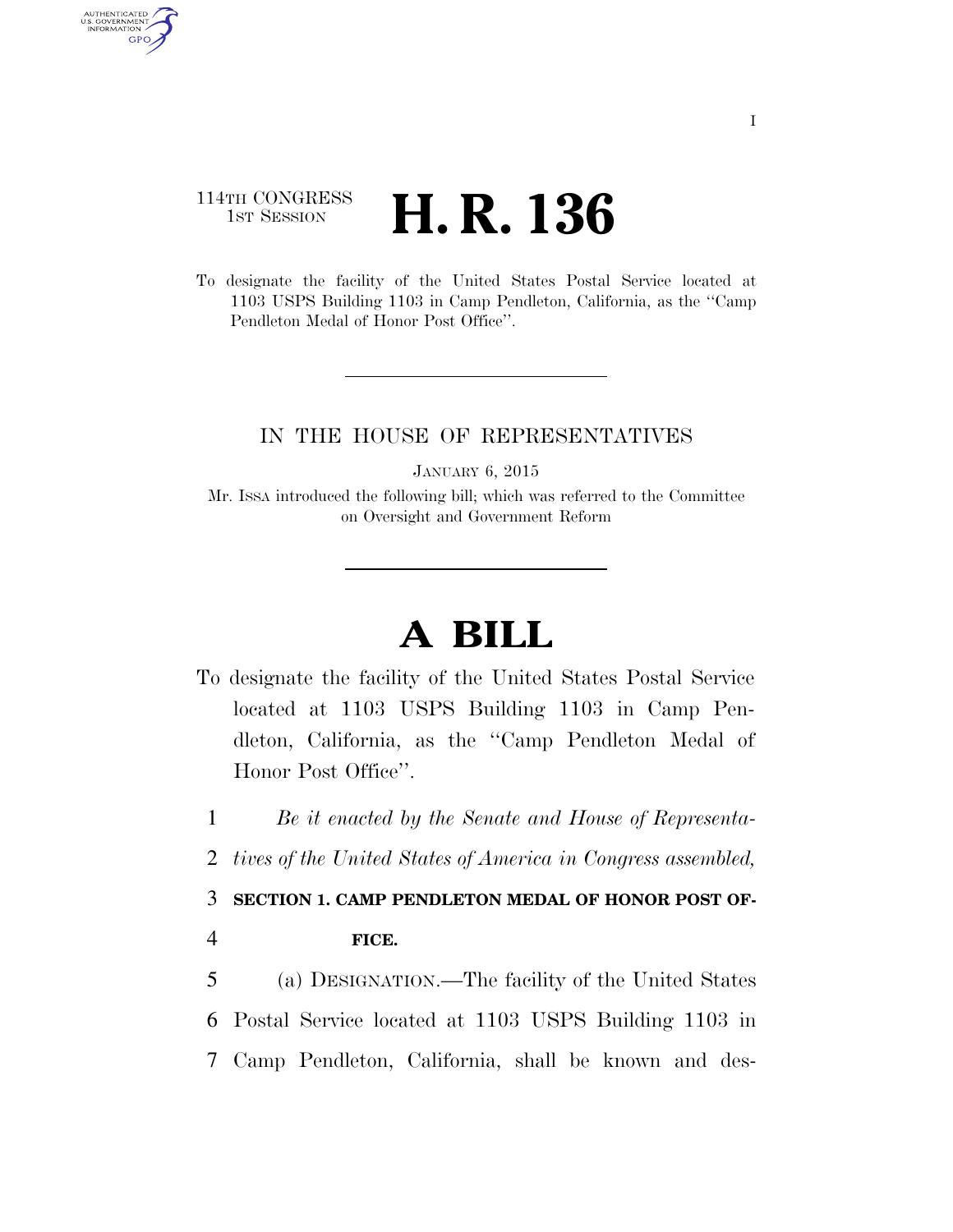114TH CONGRESS
1ST SESSION

# H. R. 136

To designate the facility of the United States Postal Service located at 1103 USPS Building 1103 in Camp Pendleton, California, as the "Camp Pendleton Medal of Honor Post Office".

IN THE HOUSE OF REPRESENTATIVES

JANUARY 6, 2015

Mr. ISSA introduced the following bill; which was referred to the Committee on Oversight and Government Reform

# A BILL

To designate the facility of the United States Postal Service located at 1103 USPS Building 1103 in Camp Pendleton, California, as the "Camp Pendleton Medal of Honor Post Office".

1 *Be it enacted by the Senate and House of Representa-*
2 *tives of the United States of America in Congress assembled,*

3 **SECTION 1. CAMP PENDLETON MEDAL OF HONOR POST OF-**
4 **FICE.**

5 (a) DESIGNATION.—The facility of the United States
6 Postal Service located at 1103 USPS Building 1103 in
7 Camp Pendleton, California, shall be known and des-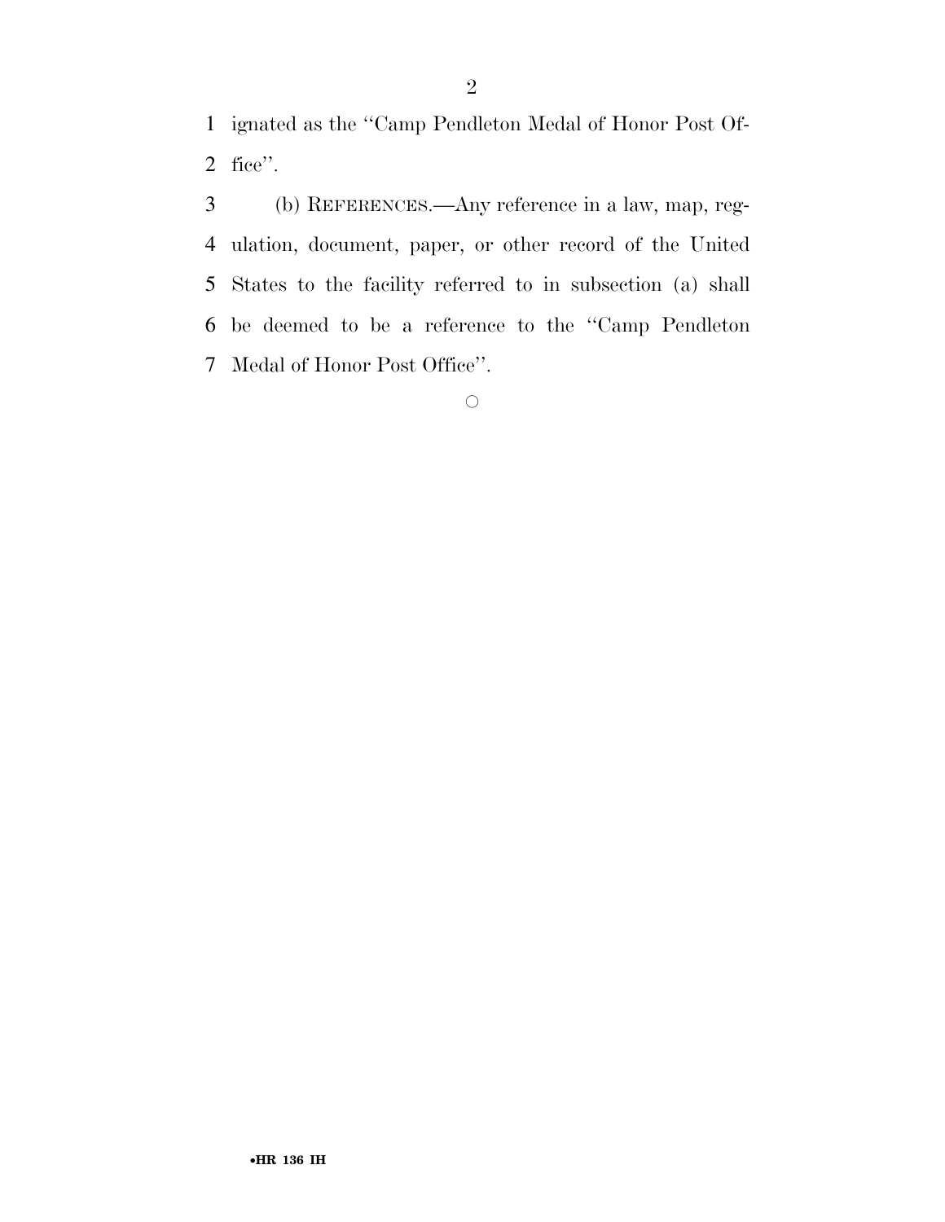ignated as the "Camp Pendleton Medal of Honor Post Office".

(b) REFERENCES.—Any reference in a law, map, regulation, document, paper, or other record of the United States to the facility referred to in subsection (a) shall be deemed to be a reference to the "Camp Pendleton Medal of Honor Post Office".